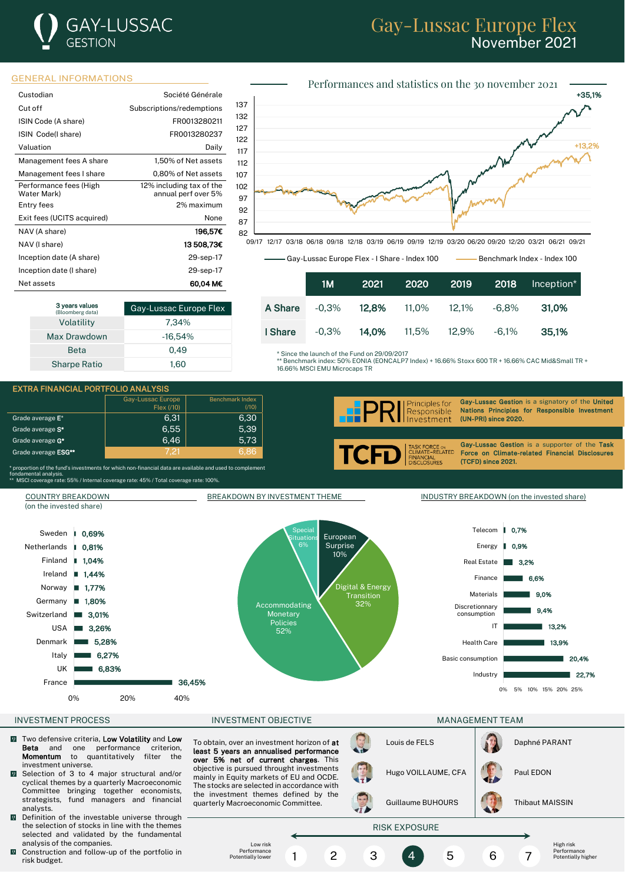# Gay-Lussac Europe Flex
## November 2021

GAY-LUSSAC GESTION

## GENERAL INFORMATIONS

| | |
|---|---|
| Custodian | Société Générale |
| Cut off | Subscriptions/redemptions |
| ISIN Code (A share) | FR0013280211 |
| ISIN Code(I share) | FR0013280237 |
| Valuation | Daily |
| Management fees A share | 1,50% of Net assets |
| Management fees I share | 0,80% of Net assets |
| Performance fees (High Water Mark) | 12% including tax of the annual perf over 5% |
| Entry fees | 2% maximum |
| Exit fees (UCITS acquired) | None |
| NAV (A share) | **196,57€** |
| NAV (I share) | **13 508,73€** |
| Inception date (A share) | 29-sep-17 |
| Inception date (I share) | 29-sep-17 |
| Net assets | **60,04 M€** |

| 3 years values (Bloomberg data) | Gay-Lussac Europe Flex |
|---|---|
| Volatility | 7,34% |
| Max Drawdown | -16,54% |
| Beta | 0,49 |
| Sharpe Ratio | 1,60 |

## Performances and statistics on the 30 november 2021

Gay-Lussac Europe Flex - I Share - Index 100: +35,1%
Benchmark Index - Index 100: +13,2%

| | 1M | 2021 | 2020 | 2019 | 2018 | Inception* |
|---|---|---|---|---|---|---|
| A Share | -0,3% | **12,8%** | 11,0% | 12,1% | -6,8% | **31,0%** |
| I Share | -0,3% | **14,0%** | 11,5% | 12,9% | -6,1% | **35,1%** |

\* Since the launch of the Fund on 29/09/2017
\*\* Benchmark index: 50% EONIA (EONCALP7 Index) + 16.66% Stoxx 600 TR + 16.66% CAC Mid&Small TR + 16.66% MSCI EMU Microcaps TR

## EXTRA FINANCIAL PORTFOLIO ANALYSIS

| | Gay-Lussac Europe Flex (/10) | Benchmark Index (/10) |
|---|---|---|
| Grade average E* | 6,31 | 6,30 |
| Grade average S* | 6,55 | 5,39 |
| Grade average G* | 6,46 | 5,73 |
| Grade average ESG** | 7,21 | 6,86 |

\* proportion of the fund's investments for which non-financial data are available and used to complement fondamental analysis.
\*\* MSCI coverage rate: 55% / Internal coverage rate: 45% / Total coverage rate: 100%.

**Gay-Lussac Gestion** is a signatory of the **United Nations Principles for Responsible Investment (UN-PRI) since 2020.**

**Gay-Lussac Gestion** is a supporter of the **Task Force on Climate-related Financial Disclosures (TCFD) since 2021.**

## COUNTRY BREAKDOWN
(on the invested share)

| Country | % |
|---|---|
| Sweden | 0,69% |
| Netherlands | 0,81% |
| Finland | 1,04% |
| Ireland | 1,44% |
| Norway | 1,77% |
| Germany | 1,80% |
| Switzerland | 3,01% |
| USA | 3,26% |
| Denmark | 5,28% |
| Italy | 6,27% |
| UK | 6,83% |
| France | 36,45% |

## BREAKDOWN BY INVESTMENT THEME

| Theme | % |
|---|---|
| Accommodating Monetary Policies | 52% |
| Digital & Energy Transition | 32% |
| European Surprise | 10% |
| Special Situations | 6% |

## INDUSTRY BREAKDOWN (on the invested share)

| Industry | % |
|---|---|
| Telecom | 0,7% |
| Energy | 0,9% |
| Real Estate | 3,2% |
| Finance | 6,6% |
| Materials | 9,0% |
| Discretionnary consumption | 9,4% |
| IT | 13,2% |
| Health Care | 13,9% |
| Basic consumption | 20,4% |
| Industry | 22,7% |

## INVESTMENT PROCESS

- Two defensive criteria, **Low Volatility** and **Low Beta** and one performance criterion, **Momentum** to quantitatively filter the investment universe.
- Selection of 3 to 4 major structural and/or cyclical themes by a quarterly Macroeconomic Committee bringing together economists, strategists, fund managers and financial analysts.
- Definition of the investable universe through the selection of stocks in line with the themes selected and validated by the fundamental analysis of the companies.
- Construction and follow-up of the portfolio in risk budget.

## INVESTMENT OBJECTIVE

To obtain, over an investment horizon of **at least 5 years an annualised performance over 5% net of current charges**. This objective is pursued through investments mainly in Equity markets of EU and OCDE. The stocks are selected in accordance with the investment themes defined by the quarterly Macroeconomic Committee.

## MANAGEMENT TEAM

- Louis de FELS
- Hugo VOILLAUME, CFA
- Guillaume BUHOURS
- Daphné PARANT
- Paul EDON
- Thibaut MAISSIN

## RISK EXPOSURE

Low risk / Performance Potentially lower — 1 2 3 **4** 5 6 7 — High risk / Performance Potentially higher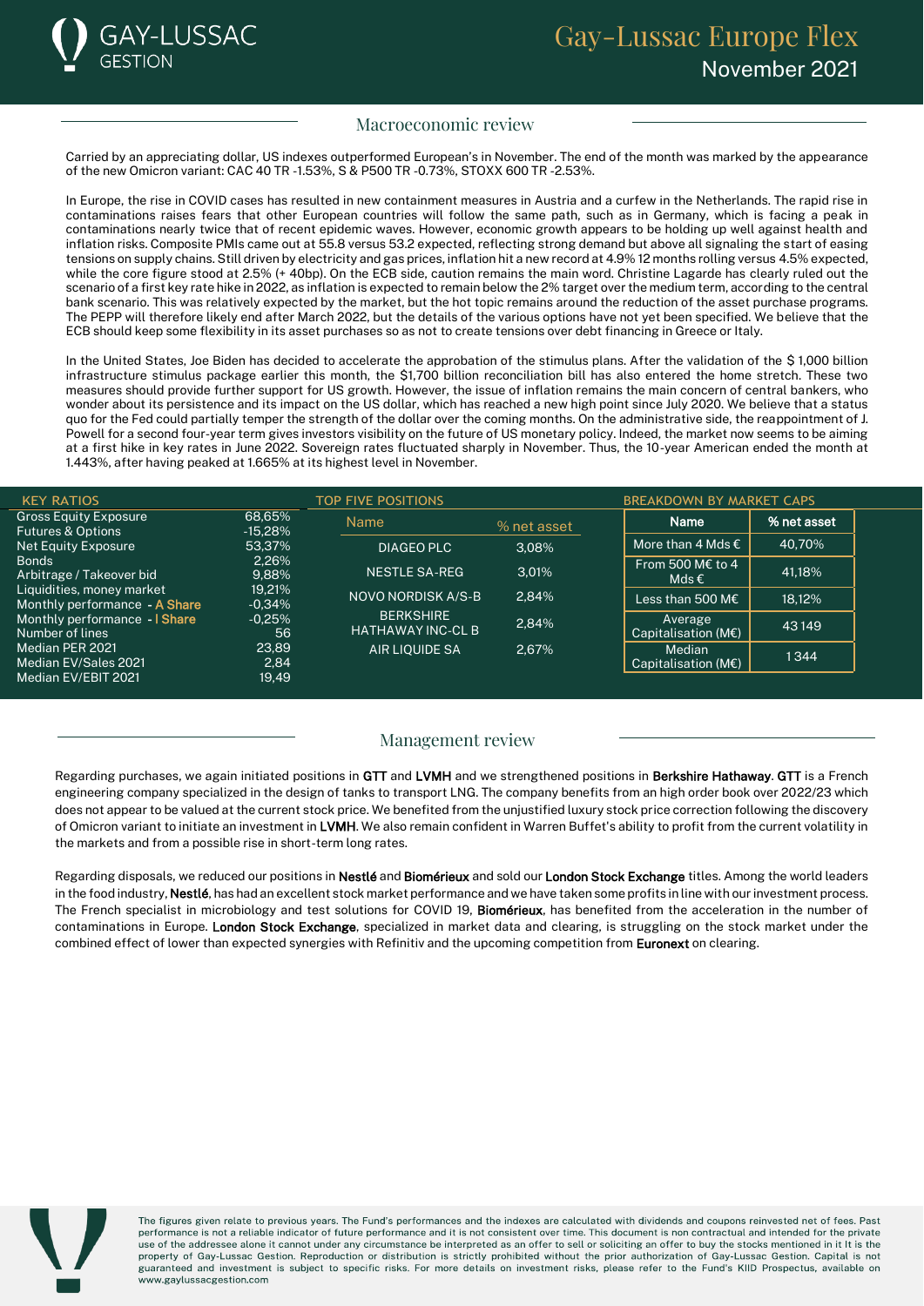# Gay-Lussac Europe Flex

November 2021

## Macroeconomic review

Carried by an appreciating dollar, US indexes outperformed European's in November. The end of the month was marked by the appearance of the new Omicron variant: CAC 40 TR -1.53%, S & P500 TR -0.73%, STOXX 600 TR -2.53%.

In Europe, the rise in COVID cases has resulted in new containment measures in Austria and a curfew in the Netherlands. The rapid rise in contaminations raises fears that other European countries will follow the same path, such as in Germany, which is facing a peak in contaminations nearly twice that of recent epidemic waves. However, economic growth appears to be holding up well against health and inflation risks. Composite PMIs came out at 55.8 versus 53.2 expected, reflecting strong demand but above all signaling the start of easing tensions on supply chains. Still driven by electricity and gas prices, inflation hit a new record at 4.9% 12 months rolling versus 4.5% expected, while the core figure stood at 2.5% (+ 40bp). On the ECB side, caution remains the main word. Christine Lagarde has clearly ruled out the scenario of a first key rate hike in 2022, as inflation is expected to remain below the 2% target over the medium term, according to the central bank scenario. This was relatively expected by the market, but the hot topic remains around the reduction of the asset purchase programs. The PEPP will therefore likely end after March 2022, but the details of the various options have not yet been specified. We believe that the ECB should keep some flexibility in its asset purchases so as not to create tensions over debt financing in Greece or Italy.

In the United States, Joe Biden has decided to accelerate the approbation of the stimulus plans. After the validation of the $ 1,000 billion infrastructure stimulus package earlier this month, the $1,700 billion reconciliation bill has also entered the home stretch. These two measures should provide further support for US growth. However, the issue of inflation remains the main concern of central bankers, who wonder about its persistence and its impact on the US dollar, which has reached a new high point since July 2020. We believe that a status quo for the Fed could partially temper the strength of the dollar over the coming months. On the administrative side, the reappointment of J. Powell for a second four-year term gives investors visibility on the future of US monetary policy. Indeed, the market now seems to be aiming at a first hike in key rates in June 2022. Sovereign rates fluctuated sharply in November. Thus, the 10-year American ended the month at 1.443%, after having peaked at 1.665% at its highest level in November.

**KEY RATIOS**

| | |
|---|---|
| Gross Equity Exposure | 68,65% |
| Futures & Options | -15,28% |
| Net Equity Exposure | 53,37% |
| Bonds | 2,26% |
| Arbitrage / Takeover bid | 9,88% |
| Liquidities, money market | 19,21% |
| Monthly performance - A Share | -0,34% |
| Monthly performance - I Share | -0,25% |
| Number of lines | 56 |
| Median PER 2021 | 23,89 |
| Median EV/Sales 2021 | 2,84 |
| Median EV/EBIT 2021 | 19,49 |

**TOP FIVE POSITIONS**

| Name | % net asset |
|---|---|
| DIAGEO PLC | 3,08% |
| NESTLE SA-REG | 3,01% |
| NOVO NORDISK A/S-B | 2,84% |
| BERKSHIRE HATHAWAY INC-CL B | 2,84% |
| AIR LIQUIDE SA | 2,67% |

**BREAKDOWN BY MARKET CAPS**

| Name | % net asset |
|---|---|
| More than 4 Mds € | 40,70% |
| From 500 M€ to 4 Mds € | 41,18% |
| Less than 500 M€ | 18,12% |
| Average Capitalisation (M€) | 43149 |
| Median Capitalisation (M€) | 1344 |

## Management review

Regarding purchases, we again initiated positions in **GTT** and **LVMH** and we strengthened positions in **Berkshire Hathaway**. **GTT** is a French engineering company specialized in the design of tanks to transport LNG. The company benefits from an high order book over 2022/23 which does not appear to be valued at the current stock price. We benefited from the unjustified luxury stock price correction following the discovery of Omicron variant to initiate an investment in **LVMH**. We also remain confident in Warren Buffet's ability to profit from the current volatility in the markets and from a possible rise in short-term long rates.

Regarding disposals, we reduced our positions in **Nestlé** and **Biomérieux** and sold our **London Stock Exchange** titles. Among the world leaders in the food industry, **Nestlé**, has had an excellent stock market performance and we have taken some profits in line with our investment process. The French specialist in microbiology and test solutions for COVID 19, **Biomérieux**, has benefited from the acceleration in the number of contaminations in Europe. **London Stock Exchange**, specialized in market data and clearing, is struggling on the stock market under the combined effect of lower than expected synergies with Refinitiv and the upcoming competition from **Euronext** on clearing.

The figures given relate to previous years. The Fund's performances and the indexes are calculated with dividends and coupons reinvested net of fees. Past performance is not a reliable indicator of future performance and it is not consistent over time. This document is non contractual and intended for the private use of the addressee alone it cannot under any circumstance be interpreted as an offer to sell or soliciting an offer to buy the stocks mentioned in it It is the property of Gay-Lussac Gestion. Reproduction or distribution is strictly prohibited without the prior authorization of Gay-Lussac Gestion. Capital is not guaranteed and investment is subject to specific risks. For more details on investment risks, please refer to the Fund's KIID Prospectus, available on www.gaylussacgestion.com